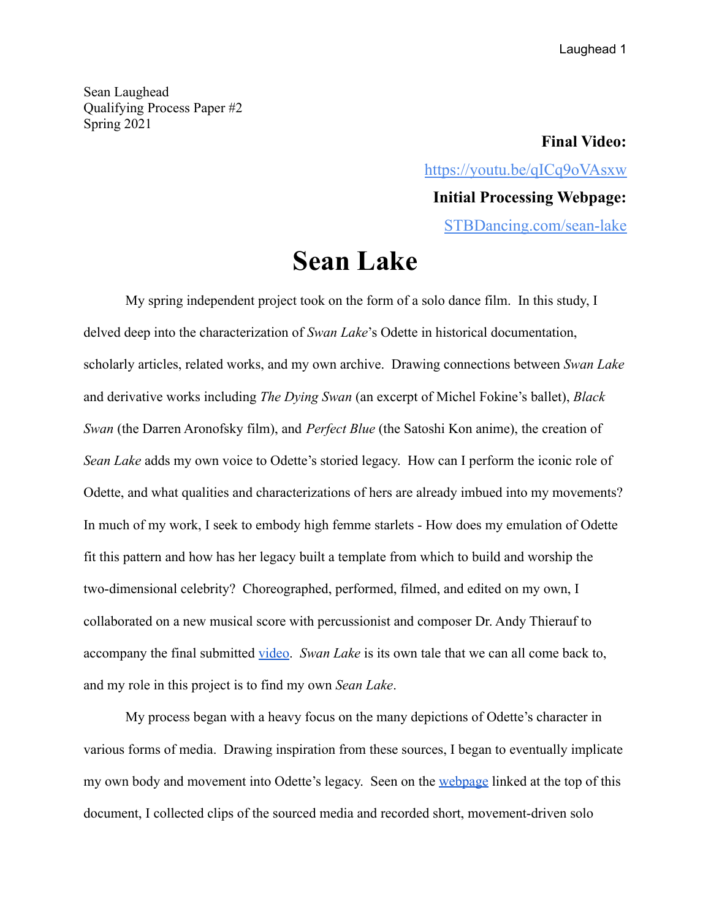Sean Laughead
Qualifying Process Paper #2
Spring 2021

**Final Video:**

[https://youtu.be/qICq9oVAsxw](https://youtu.be/qICq9oVAsxw)

**Initial Processing Webpage:**

[STBDancing.com/sean-lake](STBDancing.com/sean-lake)

# Sean Lake

My spring independent project took on the form of a solo dance film. In this study, I delved deep into the characterization of *Swan Lake*'s Odette in historical documentation, scholarly articles, related works, and my own archive. Drawing connections between *Swan Lake* and derivative works including *The Dying Swan* (an excerpt of Michel Fokine's ballet), *Black Swan* (the Darren Aronofsky film), and *Perfect Blue* (the Satoshi Kon anime), the creation of *Sean Lake* adds my own voice to Odette's storied legacy. How can I perform the iconic role of Odette, and what qualities and characterizations of hers are already imbued into my movements? In much of my work, I seek to embody high femme starlets - How does my emulation of Odette fit this pattern and how has her legacy built a template from which to build and worship the two-dimensional celebrity? Choreographed, performed, filmed, and edited on my own, I collaborated on a new musical score with percussionist and composer Dr. Andy Thierauf to accompany the final submitted [video](https://youtu.be/qICq9oVAsxw). *Swan Lake* is its own tale that we can all come back to, and my role in this project is to find my own *Sean Lake*.

My process began with a heavy focus on the many depictions of Odette's character in various forms of media. Drawing inspiration from these sources, I began to eventually implicate my own body and movement into Odette's legacy. Seen on the [webpage](STBDancing.com/sean-lake) linked at the top of this document, I collected clips of the sourced media and recorded short, movement-driven solo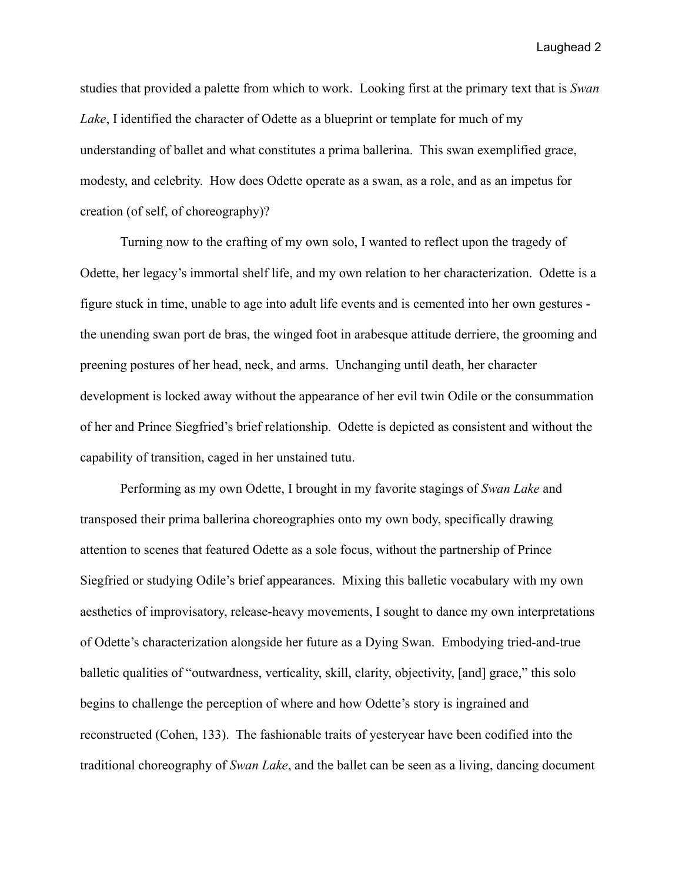studies that provided a palette from which to work. Looking first at the primary text that is *Swan Lake*, I identified the character of Odette as a blueprint or template for much of my understanding of ballet and what constitutes a prima ballerina. This swan exemplified grace, modesty, and celebrity. How does Odette operate as a swan, as a role, and as an impetus for creation (of self, of choreography)?

Turning now to the crafting of my own solo, I wanted to reflect upon the tragedy of Odette, her legacy's immortal shelf life, and my own relation to her characterization. Odette is a figure stuck in time, unable to age into adult life events and is cemented into her own gestures - the unending swan port de bras, the winged foot in arabesque attitude derriere, the grooming and preening postures of her head, neck, and arms. Unchanging until death, her character development is locked away without the appearance of her evil twin Odile or the consummation of her and Prince Siegfried's brief relationship. Odette is depicted as consistent and without the capability of transition, caged in her unstained tutu.

Performing as my own Odette, I brought in my favorite stagings of *Swan Lake* and transposed their prima ballerina choreographies onto my own body, specifically drawing attention to scenes that featured Odette as a sole focus, without the partnership of Prince Siegfried or studying Odile's brief appearances. Mixing this balletic vocabulary with my own aesthetics of improvisatory, release-heavy movements, I sought to dance my own interpretations of Odette's characterization alongside her future as a Dying Swan. Embodying tried-and-true balletic qualities of "outwardness, verticality, skill, clarity, objectivity, [and] grace," this solo begins to challenge the perception of where and how Odette's story is ingrained and reconstructed (Cohen, 133). The fashionable traits of yesteryear have been codified into the traditional choreography of *Swan Lake*, and the ballet can be seen as a living, dancing document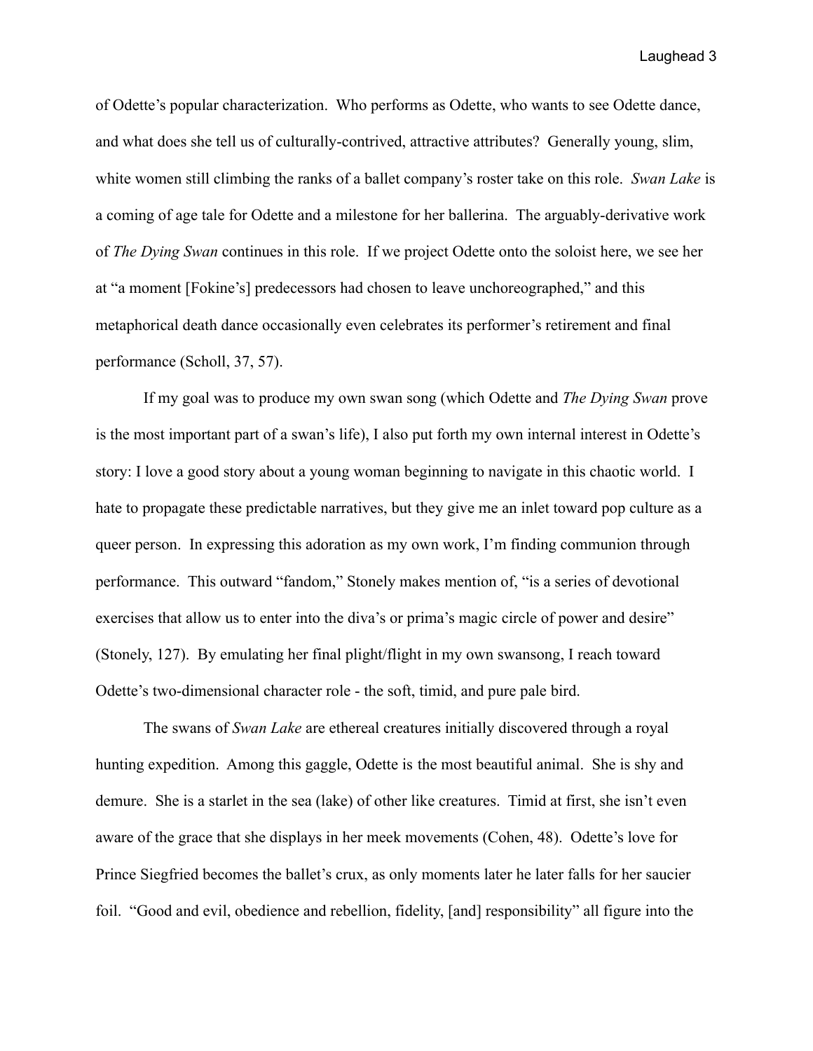of Odette's popular characterization. Who performs as Odette, who wants to see Odette dance, and what does she tell us of culturally-contrived, attractive attributes? Generally young, slim, white women still climbing the ranks of a ballet company's roster take on this role. *Swan Lake* is a coming of age tale for Odette and a milestone for her ballerina. The arguably-derivative work of *The Dying Swan* continues in this role. If we project Odette onto the soloist here, we see her at "a moment [Fokine's] predecessors had chosen to leave unchoreographed," and this metaphorical death dance occasionally even celebrates its performer's retirement and final performance (Scholl, 37, 57).

If my goal was to produce my own swan song (which Odette and *The Dying Swan* prove is the most important part of a swan's life), I also put forth my own internal interest in Odette's story: I love a good story about a young woman beginning to navigate in this chaotic world. I hate to propagate these predictable narratives, but they give me an inlet toward pop culture as a queer person. In expressing this adoration as my own work, I'm finding communion through performance. This outward "fandom," Stonely makes mention of, "is a series of devotional exercises that allow us to enter into the diva's or prima's magic circle of power and desire" (Stonely, 127). By emulating her final plight/flight in my own swansong, I reach toward Odette's two-dimensional character role - the soft, timid, and pure pale bird.

The swans of *Swan Lake* are ethereal creatures initially discovered through a royal hunting expedition. Among this gaggle, Odette is the most beautiful animal. She is shy and demure. She is a starlet in the sea (lake) of other like creatures. Timid at first, she isn't even aware of the grace that she displays in her meek movements (Cohen, 48). Odette's love for Prince Siegfried becomes the ballet's crux, as only moments later he later falls for her saucier foil. "Good and evil, obedience and rebellion, fidelity, [and] responsibility" all figure into the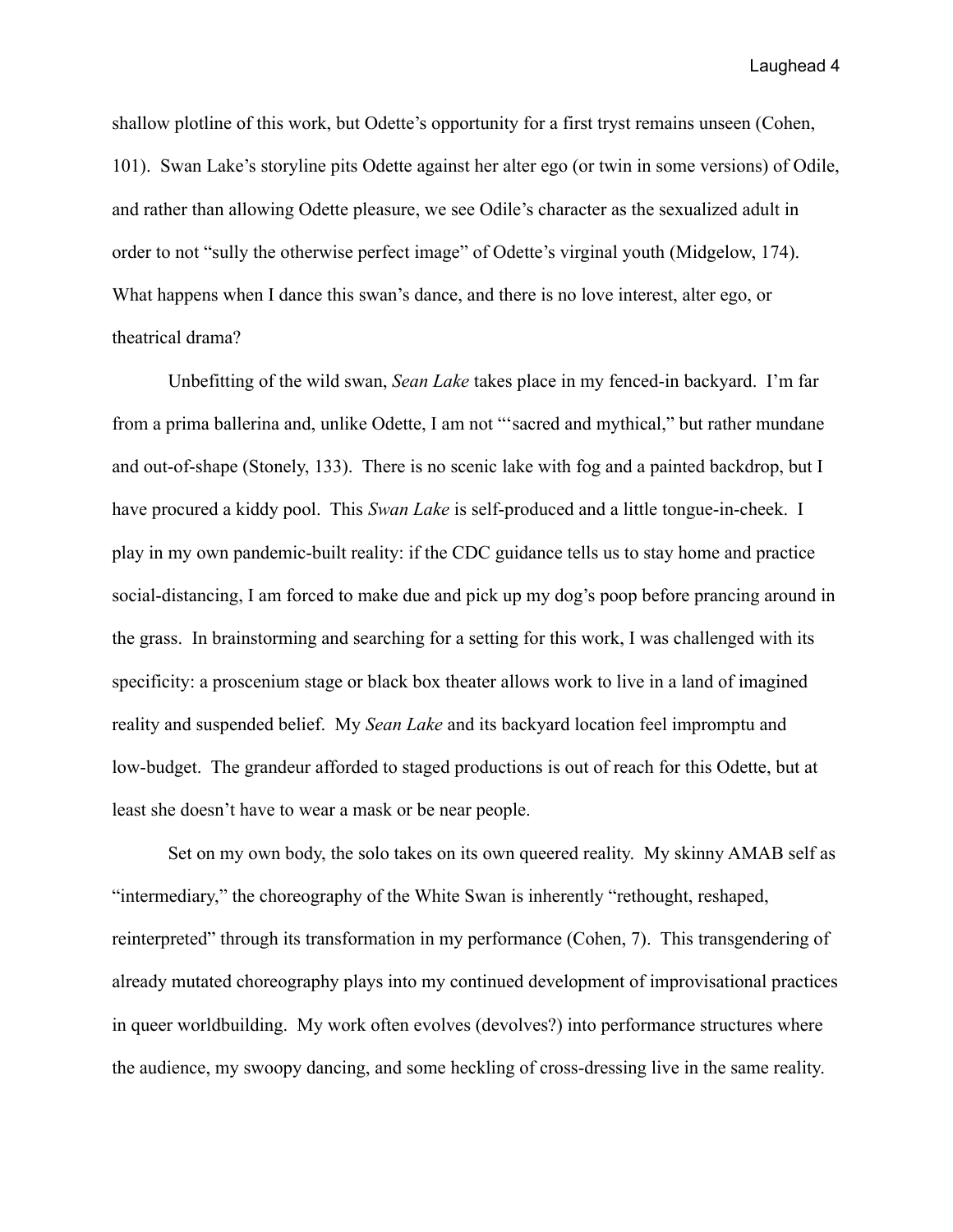shallow plotline of this work, but Odette's opportunity for a first tryst remains unseen (Cohen, 101). Swan Lake's storyline pits Odette against her alter ego (or twin in some versions) of Odile, and rather than allowing Odette pleasure, we see Odile's character as the sexualized adult in order to not "sully the otherwise perfect image" of Odette's virginal youth (Midgelow, 174). What happens when I dance this swan's dance, and there is no love interest, alter ego, or theatrical drama?

Unbefitting of the wild swan, *Sean Lake* takes place in my fenced-in backyard. I'm far from a prima ballerina and, unlike Odette, I am not "'sacred and mythical," but rather mundane and out-of-shape (Stonely, 133). There is no scenic lake with fog and a painted backdrop, but I have procured a kiddy pool. This *Swan Lake* is self-produced and a little tongue-in-cheek. I play in my own pandemic-built reality: if the CDC guidance tells us to stay home and practice social-distancing, I am forced to make due and pick up my dog's poop before prancing around in the grass. In brainstorming and searching for a setting for this work, I was challenged with its specificity: a proscenium stage or black box theater allows work to live in a land of imagined reality and suspended belief. My *Sean Lake* and its backyard location feel impromptu and low-budget. The grandeur afforded to staged productions is out of reach for this Odette, but at least she doesn't have to wear a mask or be near people.

Set on my own body, the solo takes on its own queered reality. My skinny AMAB self as "intermediary," the choreography of the White Swan is inherently "rethought, reshaped, reinterpreted" through its transformation in my performance (Cohen, 7). This transgendering of already mutated choreography plays into my continued development of improvisational practices in queer worldbuilding. My work often evolves (devolves?) into performance structures where the audience, my swoopy dancing, and some heckling of cross-dressing live in the same reality.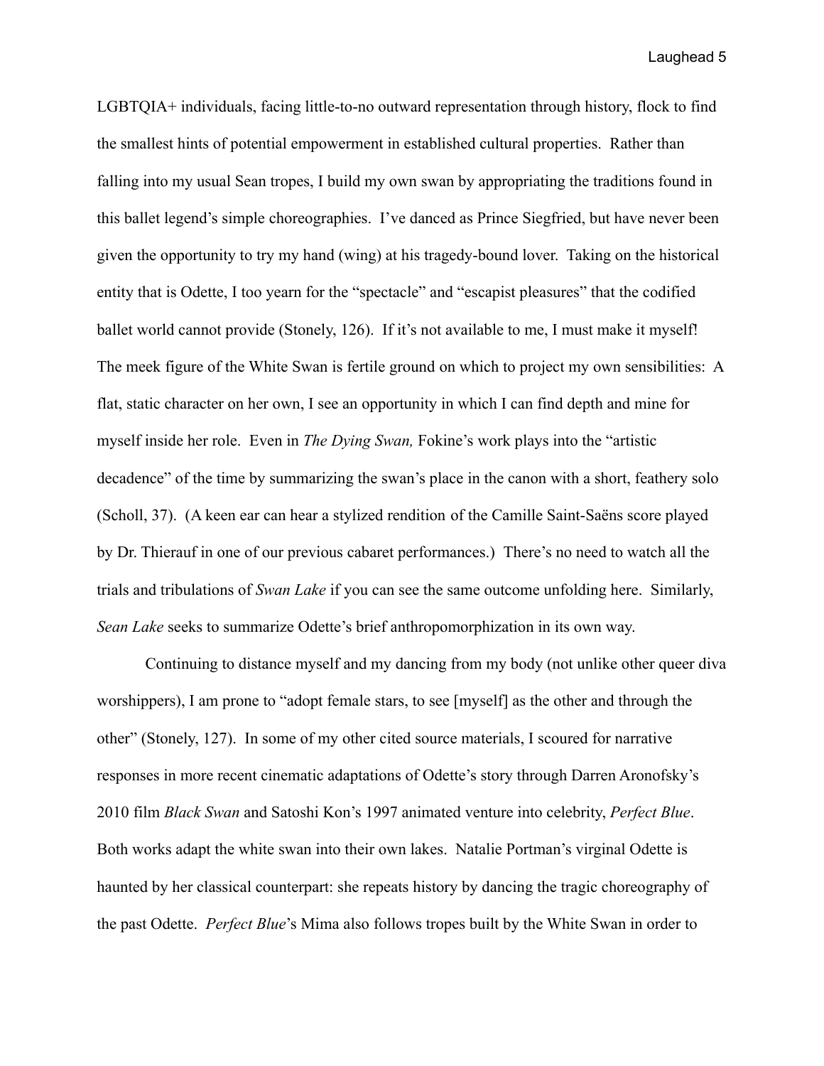LGBTQIA+ individuals, facing little-to-no outward representation through history, flock to find the smallest hints of potential empowerment in established cultural properties. Rather than falling into my usual Sean tropes, I build my own swan by appropriating the traditions found in this ballet legend's simple choreographies. I've danced as Prince Siegfried, but have never been given the opportunity to try my hand (wing) at his tragedy-bound lover. Taking on the historical entity that is Odette, I too yearn for the "spectacle" and "escapist pleasures" that the codified ballet world cannot provide (Stonely, 126). If it's not available to me, I must make it myself! The meek figure of the White Swan is fertile ground on which to project my own sensibilities: A flat, static character on her own, I see an opportunity in which I can find depth and mine for myself inside her role. Even in *The Dying Swan,* Fokine's work plays into the "artistic decadence" of the time by summarizing the swan's place in the canon with a short, feathery solo (Scholl, 37). (A keen ear can hear a stylized rendition of the Camille Saint-Saëns score played by Dr. Thierauf in one of our previous cabaret performances.) There's no need to watch all the trials and tribulations of *Swan Lake* if you can see the same outcome unfolding here. Similarly, *Sean Lake* seeks to summarize Odette's brief anthropomorphization in its own way.

Continuing to distance myself and my dancing from my body (not unlike other queer diva worshippers), I am prone to "adopt female stars, to see [myself] as the other and through the other" (Stonely, 127). In some of my other cited source materials, I scoured for narrative responses in more recent cinematic adaptations of Odette's story through Darren Aronofsky's 2010 film *Black Swan* and Satoshi Kon's 1997 animated venture into celebrity, *Perfect Blue*. Both works adapt the white swan into their own lakes. Natalie Portman's virginal Odette is haunted by her classical counterpart: she repeats history by dancing the tragic choreography of the past Odette. *Perfect Blue*'s Mima also follows tropes built by the White Swan in order to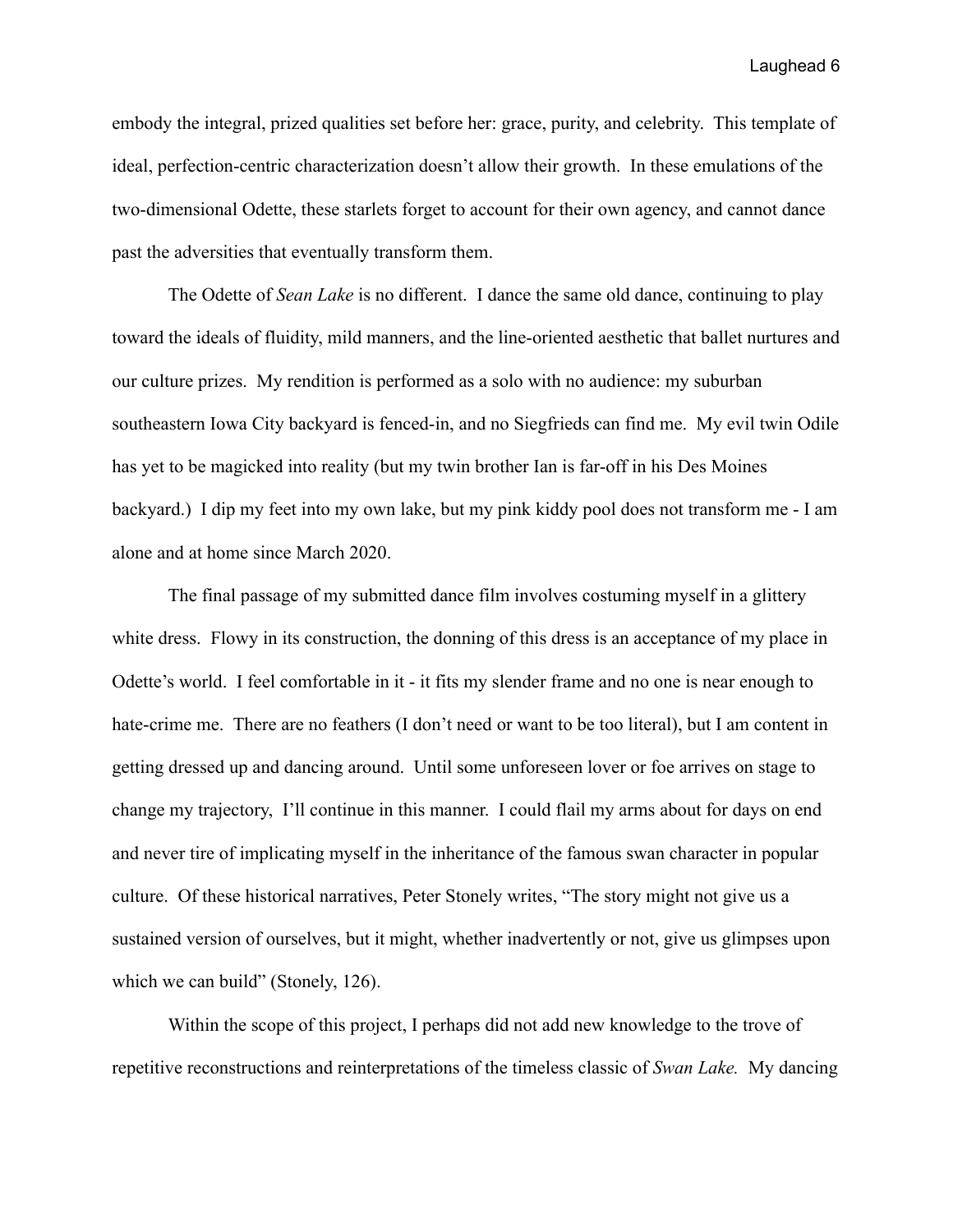embody the integral, prized qualities set before her: grace, purity, and celebrity. This template of ideal, perfection-centric characterization doesn't allow their growth. In these emulations of the two-dimensional Odette, these starlets forget to account for their own agency, and cannot dance past the adversities that eventually transform them.

The Odette of *Sean Lake* is no different. I dance the same old dance, continuing to play toward the ideals of fluidity, mild manners, and the line-oriented aesthetic that ballet nurtures and our culture prizes. My rendition is performed as a solo with no audience: my suburban southeastern Iowa City backyard is fenced-in, and no Siegfrieds can find me. My evil twin Odile has yet to be magicked into reality (but my twin brother Ian is far-off in his Des Moines backyard.) I dip my feet into my own lake, but my pink kiddy pool does not transform me - I am alone and at home since March 2020.

The final passage of my submitted dance film involves costuming myself in a glittery white dress. Flowy in its construction, the donning of this dress is an acceptance of my place in Odette's world. I feel comfortable in it - it fits my slender frame and no one is near enough to hate-crime me. There are no feathers (I don't need or want to be too literal), but I am content in getting dressed up and dancing around. Until some unforeseen lover or foe arrives on stage to change my trajectory, I'll continue in this manner. I could flail my arms about for days on end and never tire of implicating myself in the inheritance of the famous swan character in popular culture. Of these historical narratives, Peter Stonely writes, "The story might not give us a sustained version of ourselves, but it might, whether inadvertently or not, give us glimpses upon which we can build" (Stonely, 126).

Within the scope of this project, I perhaps did not add new knowledge to the trove of repetitive reconstructions and reinterpretations of the timeless classic of *Swan Lake.* My dancing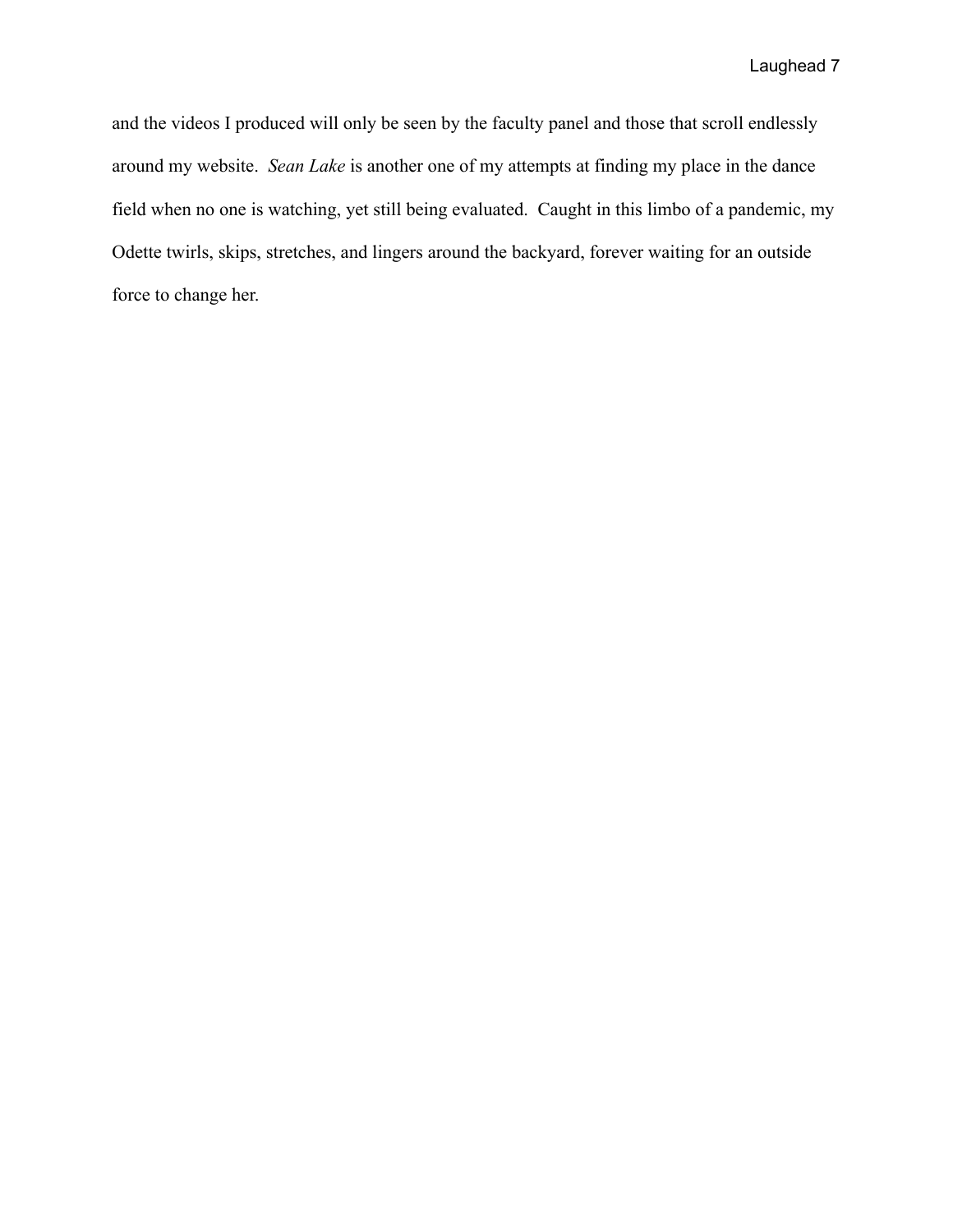and the videos I produced will only be seen by the faculty panel and those that scroll endlessly around my website. *Sean Lake* is another one of my attempts at finding my place in the dance field when no one is watching, yet still being evaluated. Caught in this limbo of a pandemic, my Odette twirls, skips, stretches, and lingers around the backyard, forever waiting for an outside force to change her.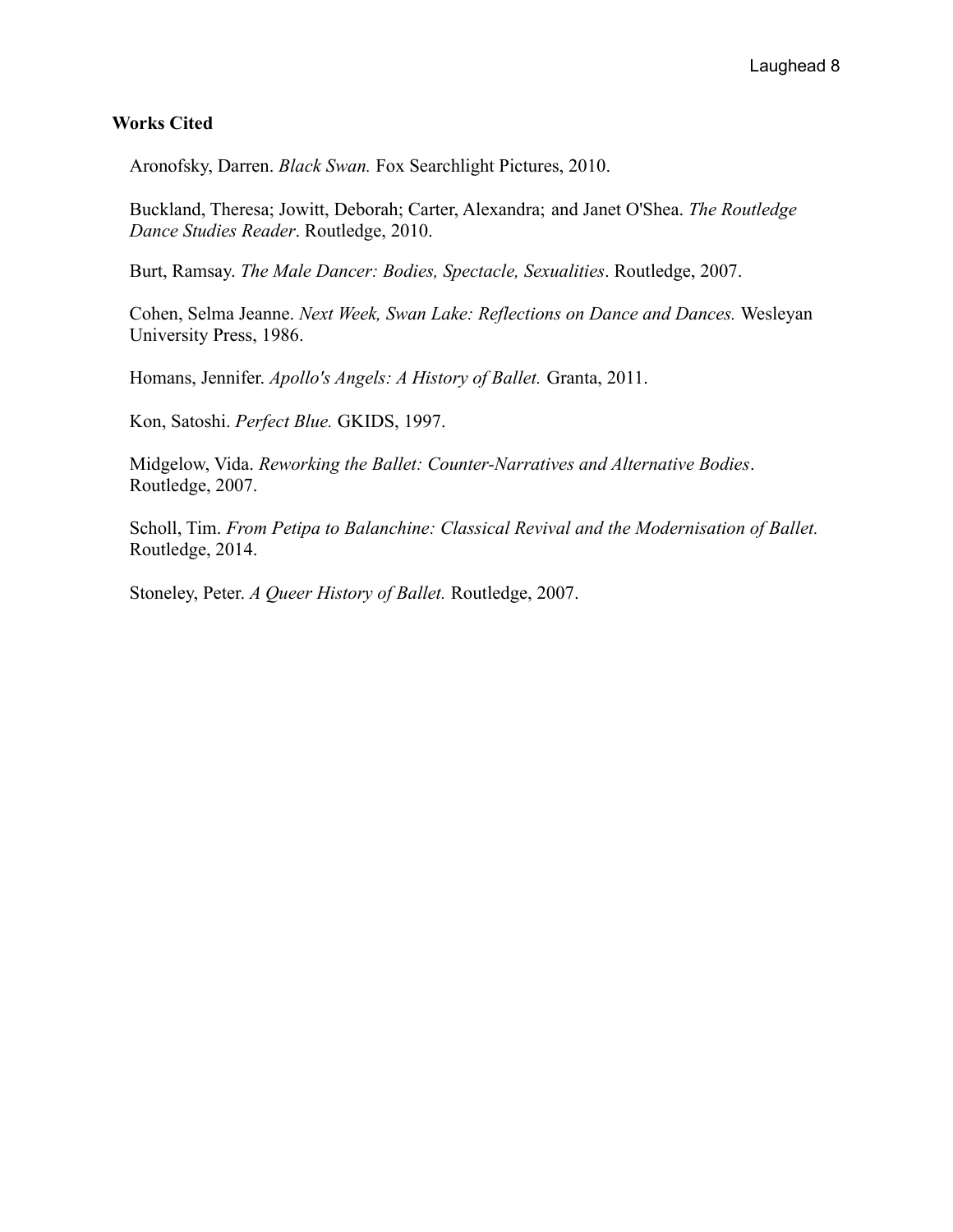**Works Cited**

Aronofsky, Darren. *Black Swan.* Fox Searchlight Pictures, 2010.

Buckland, Theresa; Jowitt, Deborah; Carter, Alexandra; and Janet O'Shea. *The Routledge Dance Studies Reader*. Routledge, 2010.

Burt, Ramsay. *The Male Dancer: Bodies, Spectacle, Sexualities*. Routledge, 2007.

Cohen, Selma Jeanne. *Next Week, Swan Lake: Reflections on Dance and Dances.* Wesleyan University Press, 1986.

Homans, Jennifer. *Apollo's Angels: A History of Ballet.* Granta, 2011.

Kon, Satoshi. *Perfect Blue.* GKIDS, 1997.

Midgelow, Vida. *Reworking the Ballet: Counter-Narratives and Alternative Bodies*. Routledge, 2007.

Scholl, Tim. *From Petipa to Balanchine: Classical Revival and the Modernisation of Ballet.* Routledge, 2014.

Stoneley, Peter. *A Queer History of Ballet.* Routledge, 2007.